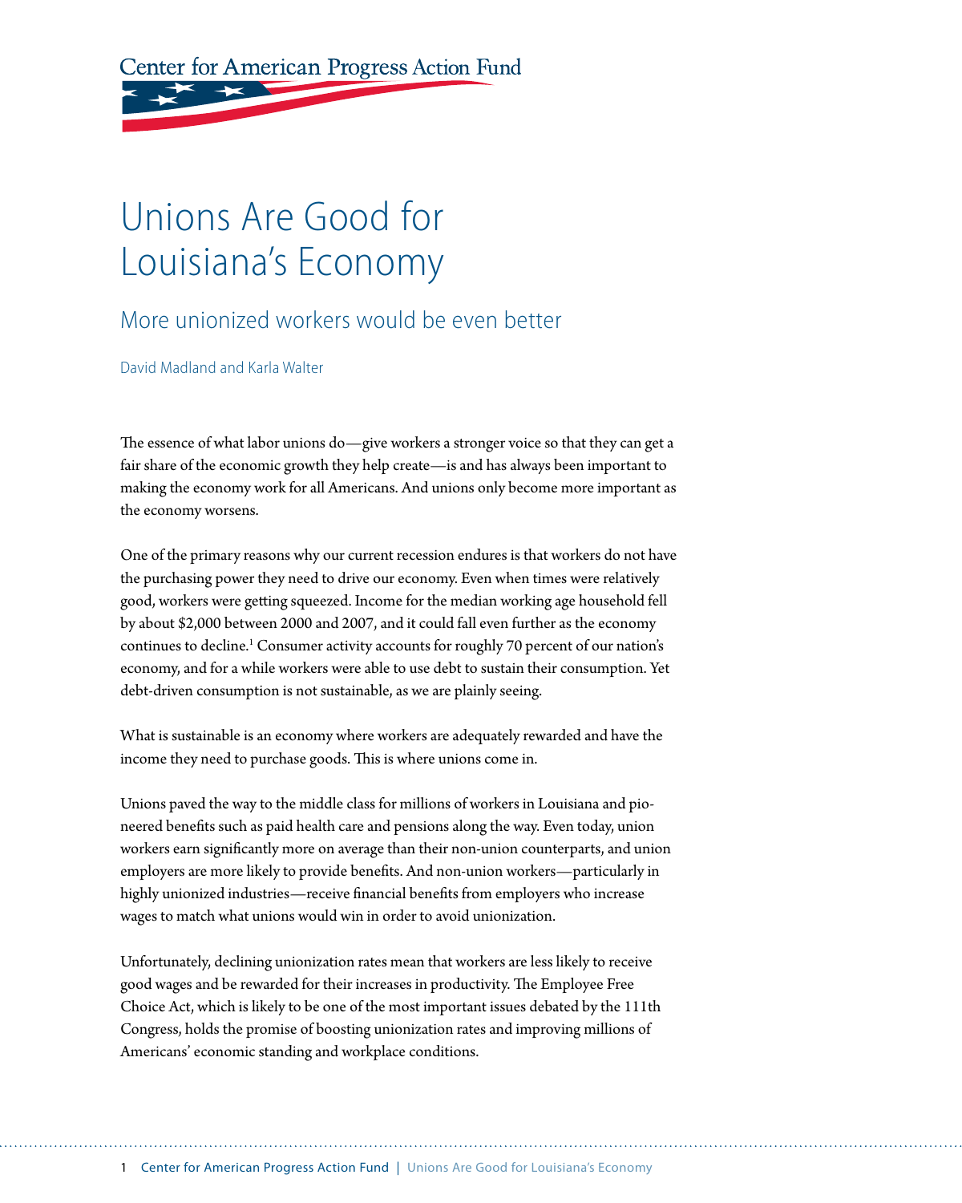Center for American Progress Action Fund

# Unions Are Good for Louisiana's Economy

## More unionized workers would be even better

David Madland and Karla Walter

The essence of what labor unions do—give workers a stronger voice so that they can get a fair share of the economic growth they help create—is and has always been important to making the economy work for all Americans. And unions only become more important as the economy worsens.

One of the primary reasons why our current recession endures is that workers do not have the purchasing power they need to drive our economy. Even when times were relatively good, workers were getting squeezed. Income for the median working age household fell by about $2,000 between 2000 and 2007, and it could fall even further as the economy continues to decline.[1] Consumer activity accounts for roughly 70 percent of our nation's economy, and for a while workers were able to use debt to sustain their consumption. Yet debt-driven consumption is not sustainable, as we are plainly seeing.

What is sustainable is an economy where workers are adequately rewarded and have the income they need to purchase goods. This is where unions come in.

Unions paved the way to the middle class for millions of workers in Louisiana and pioneered benefits such as paid health care and pensions along the way. Even today, union workers earn significantly more on average than their non-union counterparts, and union employers are more likely to provide benefits. And non-union workers—particularly in highly unionized industries—receive financial benefits from employers who increase wages to match what unions would win in order to avoid unionization.

Unfortunately, declining unionization rates mean that workers are less likely to receive good wages and be rewarded for their increases in productivity. The Employee Free Choice Act, which is likely to be one of the most important issues debated by the 111th Congress, holds the promise of boosting unionization rates and improving millions of Americans' economic standing and workplace conditions.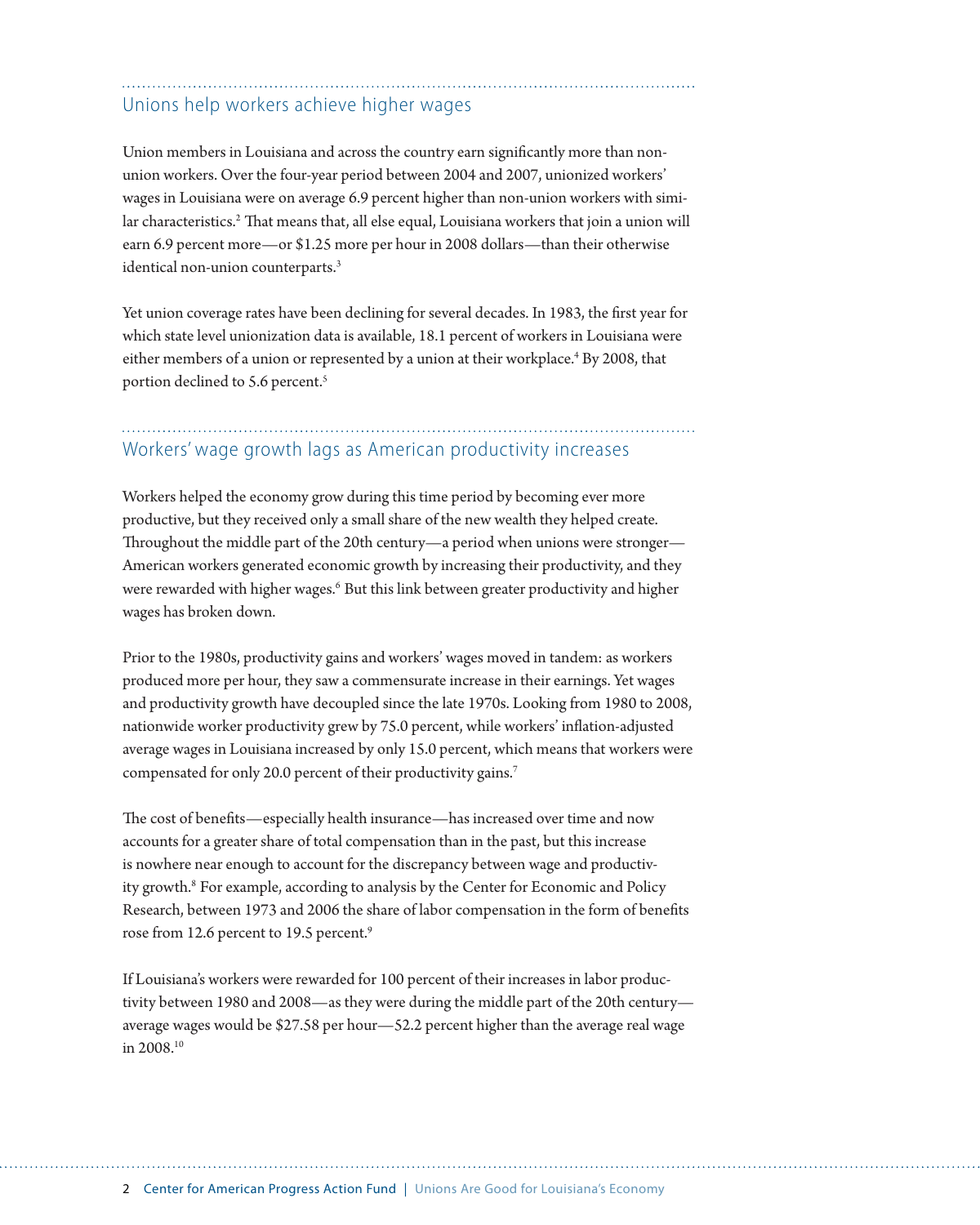## Unions help workers achieve higher wages

Union members in Louisiana and across the country earn significantly more than non-union workers. Over the four-year period between 2004 and 2007, unionized workers' wages in Louisiana were on average 6.9 percent higher than non-union workers with similar characteristics.[2] That means that, all else equal, Louisiana workers that join a union will earn 6.9 percent more—or $1.25 more per hour in 2008 dollars—than their otherwise identical non-union counterparts.[3]

Yet union coverage rates have been declining for several decades. In 1983, the first year for which state level unionization data is available, 18.1 percent of workers in Louisiana were either members of a union or represented by a union at their workplace.[4] By 2008, that portion declined to 5.6 percent.[5]

## Workers' wage growth lags as American productivity increases

Workers helped the economy grow during this time period by becoming ever more productive, but they received only a small share of the new wealth they helped create. Throughout the middle part of the 20th century—a period when unions were stronger—American workers generated economic growth by increasing their productivity, and they were rewarded with higher wages.[6] But this link between greater productivity and higher wages has broken down.

Prior to the 1980s, productivity gains and workers' wages moved in tandem: as workers produced more per hour, they saw a commensurate increase in their earnings. Yet wages and productivity growth have decoupled since the late 1970s. Looking from 1980 to 2008, nationwide worker productivity grew by 75.0 percent, while workers' inflation-adjusted average wages in Louisiana increased by only 15.0 percent, which means that workers were compensated for only 20.0 percent of their productivity gains.[7]

The cost of benefits—especially health insurance—has increased over time and now accounts for a greater share of total compensation than in the past, but this increase is nowhere near enough to account for the discrepancy between wage and productivity growth.[8] For example, according to analysis by the Center for Economic and Policy Research, between 1973 and 2006 the share of labor compensation in the form of benefits rose from 12.6 percent to 19.5 percent.[9]

If Louisiana's workers were rewarded for 100 percent of their increases in labor productivity between 1980 and 2008—as they were during the middle part of the 20th century—average wages would be $27.58 per hour—52.2 percent higher than the average real wage in 2008.[10]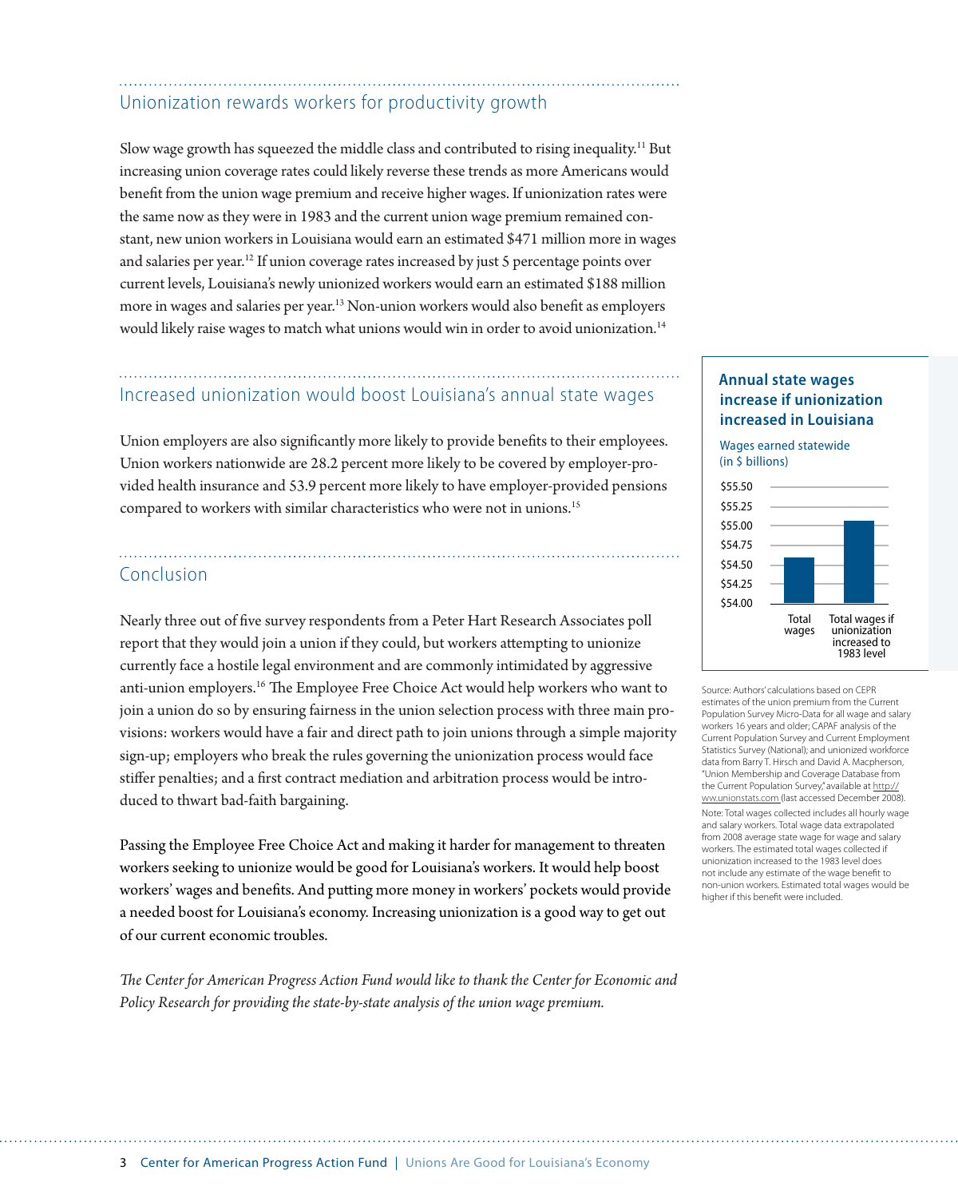## Unionization rewards workers for productivity growth

Slow wage growth has squeezed the middle class and contributed to rising inequality.[11] But increasing union coverage rates could likely reverse these trends as more Americans would benefit from the union wage premium and receive higher wages. If unionization rates were the same now as they were in 1983 and the current union wage premium remained constant, new union workers in Louisiana would earn an estimated $471 million more in wages and salaries per year.[12] If union coverage rates increased by just 5 percentage points over current levels, Louisiana's newly unionized workers would earn an estimated $188 million more in wages and salaries per year.[13] Non-union workers would also benefit as employers would likely raise wages to match what unions would win in order to avoid unionization.[14]

## Increased unionization would boost Louisiana's annual state wages

Union employers are also significantly more likely to provide benefits to their employees. Union workers nationwide are 28.2 percent more likely to be covered by employer-provided health insurance and 53.9 percent more likely to have employer-provided pensions compared to workers with similar characteristics who were not in unions.[15]

### Annual state wages increase if unionization increased in Louisiana

Wages earned statewide (in $ billions)

Bar chart: y-axis from $54.00 to $55.50; bars for "Total wages" and "Total wages if unionization increased to 1983 level".

Source: Authors' calculations based on CEPR estimates of the union premium from the Current Population Survey Micro-Data for all wage and salary workers 16 years and older; CAPAF analysis of the Current Population Survey and Current Employment Statistics Survey (National); and unionized workforce data from Barry T. Hirsch and David A. Macpherson, "Union Membership and Coverage Database from the Current Population Survey," available at http://ww.unionstats.com (last accessed December 2008).

Note: Total wages collected includes all hourly wage and salary workers. Total wage data extrapolated from 2008 average state wage for wage and salary workers. The estimated total wages collected if unionization increased to the 1983 level does not include any estimate of the wage benefit to non-union workers. Estimated total wages would be higher if this benefit were included.

## Conclusion

Nearly three out of five survey respondents from a Peter Hart Research Associates poll report that they would join a union if they could, but workers attempting to unionize currently face a hostile legal environment and are commonly intimidated by aggressive anti-union employers.[16] The Employee Free Choice Act would help workers who want to join a union do so by ensuring fairness in the union selection process with three main provisions: workers would have a fair and direct path to join unions through a simple majority sign-up; employers who break the rules governing the unionization process would face stiffer penalties; and a first contract mediation and arbitration process would be introduced to thwart bad-faith bargaining.

Passing the Employee Free Choice Act and making it harder for management to threaten workers seeking to unionize would be good for Louisiana's workers. It would help boost workers' wages and benefits. And putting more money in workers' pockets would provide a needed boost for Louisiana's economy. Increasing unionization is a good way to get out of our current economic troubles.

*The Center for American Progress Action Fund would like to thank the Center for Economic and Policy Research for providing the state-by-state analysis of the union wage premium.*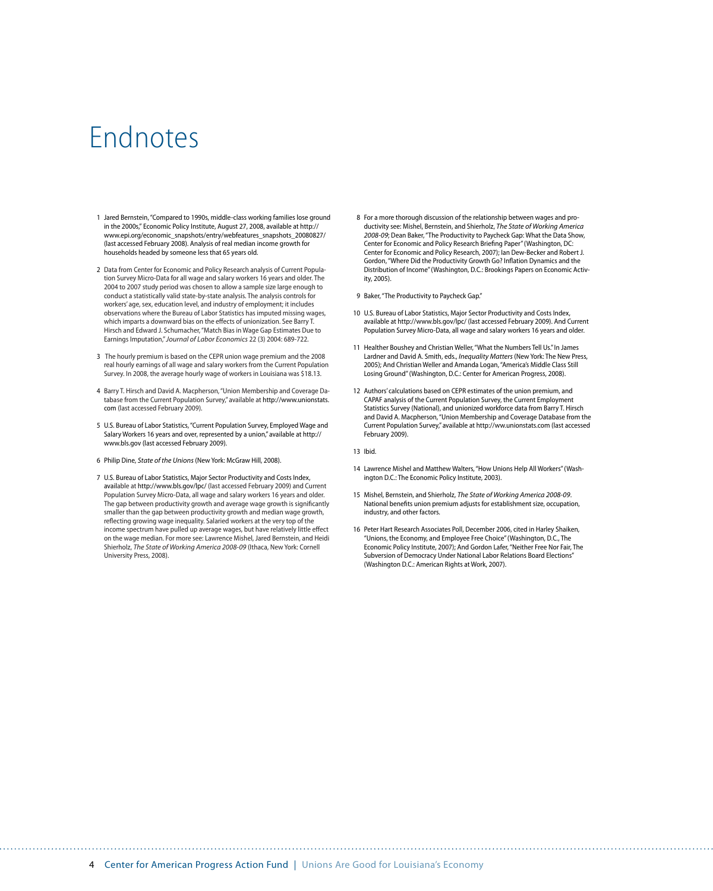# Endnotes

1 Jared Bernstein, "Compared to 1990s, middle-class working families lose ground in the 2000s," Economic Policy Institute, August 27, 2008, available at http://www.epi.org/economic_snapshots/entry/webfeatures_snapshots_20080827/ (last accessed February 2008). Analysis of real median income growth for households headed by someone less that 65 years old.

2 Data from Center for Economic and Policy Research analysis of Current Population Survey Micro-Data for all wage and salary workers 16 years and older. The 2004 to 2007 study period was chosen to allow a sample size large enough to conduct a statistically valid state-by-state analysis. The analysis controls for workers' age, sex, education level, and industry of employment; it includes observations where the Bureau of Labor Statistics has imputed missing wages, which imparts a downward bias on the effects of unionization. See Barry T. Hirsch and Edward J. Schumacher, "Match Bias in Wage Gap Estimates Due to Earnings Imputation," *Journal of Labor Economics* 22 (3) 2004: 689-722.

3 The hourly premium is based on the CEPR union wage premium and the 2008 real hourly earnings of all wage and salary workers from the Current Population Survey. In 2008, the average hourly wage of workers in Louisiana was $18.13.

4 Barry T. Hirsch and David A. Macpherson, "Union Membership and Coverage Database from the Current Population Survey," available at http://www.unionstats.com (last accessed February 2009).

5 U.S. Bureau of Labor Statistics, "Current Population Survey, Employed Wage and Salary Workers 16 years and over, represented by a union," available at http://www.bls.gov (last accessed February 2009).

6 Philip Dine, *State of the Unions* (New York: McGraw Hill, 2008).

7 U.S. Bureau of Labor Statistics, Major Sector Productivity and Costs Index, available at http://www.bls.gov/lpc/ (last accessed February 2009) and Current Population Survey Micro-Data, all wage and salary workers 16 years and older. The gap between productivity growth and average wage growth is significantly smaller than the gap between productivity growth and median wage growth, reflecting growing wage inequality. Salaried workers at the very top of the income spectrum have pulled up average wages, but have relatively little effect on the wage median. For more see: Lawrence Mishel, Jared Bernstein, and Heidi Shierholz, *The State of Working America 2008-09* (Ithaca, New York: Cornell University Press, 2008).

8 For a more thorough discussion of the relationship between wages and productivity see: Mishel, Bernstein, and Shierholz, *The State of Working America 2008-09*; Dean Baker, "The Productivity to Paycheck Gap: What the Data Show, Center for Economic and Policy Research Briefing Paper" (Washington, DC: Center for Economic and Policy Research, 2007); Ian Dew-Becker and Robert J. Gordon, "Where Did the Productivity Growth Go? Inflation Dynamics and the Distribution of Income" (Washington, D.C.: Brookings Papers on Economic Activity, 2005).

9 Baker, "The Productivity to Paycheck Gap."

10 U.S. Bureau of Labor Statistics, Major Sector Productivity and Costs Index, available at http://www.bls.gov/lpc/ (last accessed February 2009). And Current Population Survey Micro-Data, all wage and salary workers 16 years and older.

11 Healther Boushey and Christian Weller, "What the Numbers Tell Us." In James Lardner and David A. Smith, eds., *Inequality Matters* (New York: The New Press, 2005); And Christian Weller and Amanda Logan, "America's Middle Class Still Losing Ground" (Washington, D.C.: Center for American Progress, 2008).

12 Authors' calculations based on CEPR estimates of the union premium, and CAPAF analysis of the Current Population Survey, the Current Employment Statistics Survey (National), and unionized workforce data from Barry T. Hirsch and David A. Macpherson, "Union Membership and Coverage Database from the Current Population Survey," available at http://ww.unionstats.com (last accessed February 2009).

13 Ibid.

14 Lawrence Mishel and Matthew Walters, "How Unions Help All Workers" (Washington D.C.: The Economic Policy Institute, 2003).

15 Mishel, Bernstein, and Shierholz, *The State of Working America 2008-09*. National benefits union premium adjusts for establishment size, occupation, industry, and other factors.

16 Peter Hart Research Associates Poll, December 2006, cited in Harley Shaiken, "Unions, the Economy, and Employee Free Choice" (Washington, D.C., The Economic Policy Institute, 2007); And Gordon Lafer, "Neither Free Nor Fair, The Subversion of Democracy Under National Labor Relations Board Elections" (Washington D.C.: American Rights at Work, 2007).